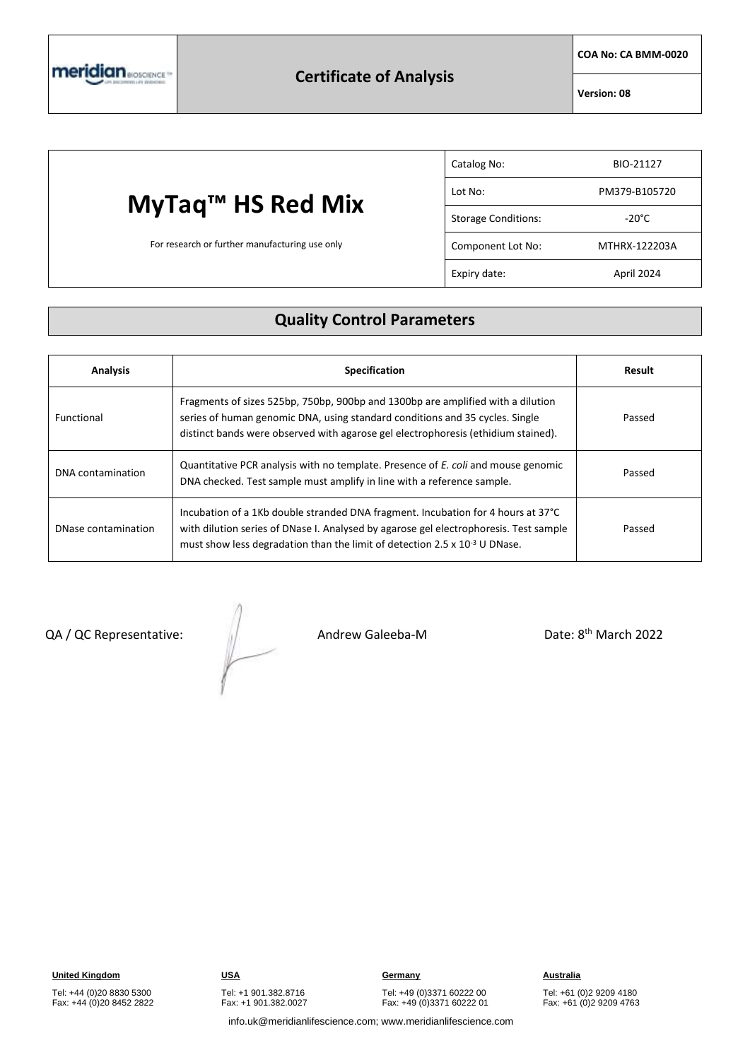meridian BIOSCIENCE™

# Certificate of Analysis

**COA No: CA BMM-0020**

**Version: 08**

# MyTaq™ HS Red Mix

For research or further manufacturing use only

| | |
|---|---|
| Catalog No: | BIO-21127 |
| Lot No: | PM379-B105720 |
| Storage Conditions: | -20°C |
| Component Lot No: | MTHRX-122203A |
| Expiry date: | April 2024 |

## Quality Control Parameters

| Analysis | Specification | Result |
|---|---|---|
| Functional | Fragments of sizes 525bp, 750bp, 900bp and 1300bp are amplified with a dilution series of human genomic DNA, using standard conditions and 35 cycles. Single distinct bands were observed with agarose gel electrophoresis (ethidium stained). | Passed |
| DNA contamination | Quantitative PCR analysis with no template. Presence of *E. coli* and mouse genomic DNA checked. Test sample must amplify in line with a reference sample. | Passed |
| DNase contamination | Incubation of a 1Kb double stranded DNA fragment. Incubation for 4 hours at 37°C with dilution series of DNase I. Analysed by agarose gel electrophoresis. Test sample must show less degradation than the limit of detection $2.5 \times 10^{-3}$ U DNase. | Passed |

QA / QC Representative: Andrew Galeeba-M Date: 8th March 2022

**United Kingdom**
Tel: +44 (0)20 8830 5300
Fax: +44 (0)20 8452 2822

**USA**
Tel: +1 901.382.8716
Fax: +1 901.382.0027

**Germany**
Tel: +49 (0)3371 60222 00
Fax: +49 (0)3371 60222 01

**Australia**
Tel: +61 (0)2 9209 4180
Fax: +61 (0)2 9209 4763

info.uk@meridianlifescience.com; www.meridianlifescience.com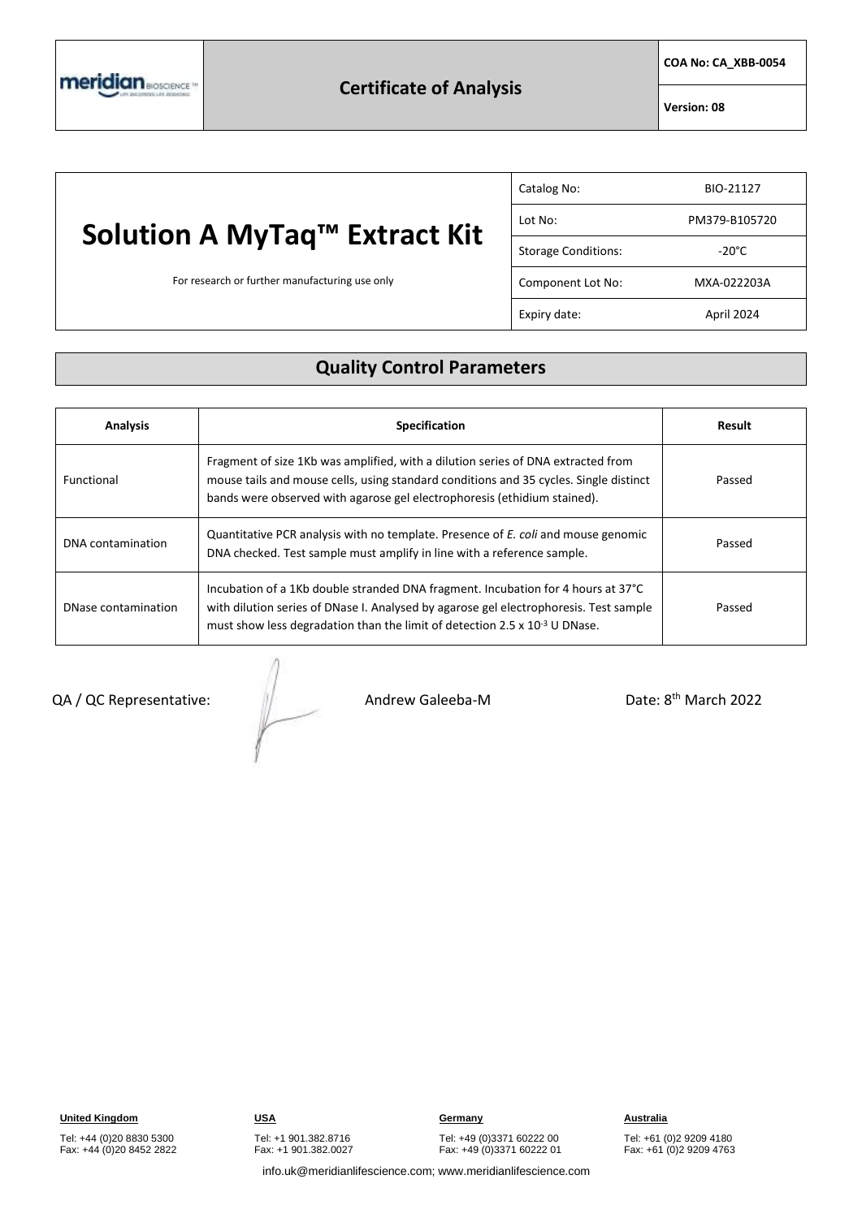meridian BIOSCIENCE™

## Certificate of Analysis

**COA No: CA_XBB-0054**

**Version: 08**

# Solution A MyTaq™ Extract Kit

For research or further manufacturing use only

| | |
|---|---|
| Catalog No: | BIO-21127 |
| Lot No: | PM379-B105720 |
| Storage Conditions: | -20°C |
| Component Lot No: | MXA-022203A |
| Expiry date: | April 2024 |

## Quality Control Parameters

| Analysis | Specification | Result |
|---|---|---|
| Functional | Fragment of size 1Kb was amplified, with a dilution series of DNA extracted from mouse tails and mouse cells, using standard conditions and 35 cycles. Single distinct bands were observed with agarose gel electrophoresis (ethidium stained). | Passed |
| DNA contamination | Quantitative PCR analysis with no template. Presence of *E. coli* and mouse genomic DNA checked. Test sample must amplify in line with a reference sample. | Passed |
| DNase contamination | Incubation of a 1Kb double stranded DNA fragment. Incubation for 4 hours at 37°C with dilution series of DNase I. Analysed by agarose gel electrophoresis. Test sample must show less degradation than the limit of detection $2.5 \times 10^{-3}$ U DNase. | Passed |

QA / QC Representative: Andrew Galeeba-M Date: 8th March 2022

**United Kingdom**
Tel: +44 (0)20 8830 5300
Fax: +44 (0)20 8452 2822

**USA**
Tel: +1 901.382.8716
Fax: +1 901.382.0027

**Germany**
Tel: +49 (0)3371 60222 00
Fax: +49 (0)3371 60222 01

**Australia**
Tel: +61 (0)2 9209 4180
Fax: +61 (0)2 9209 4763

info.uk@meridianlifescience.com; www.meridianlifescience.com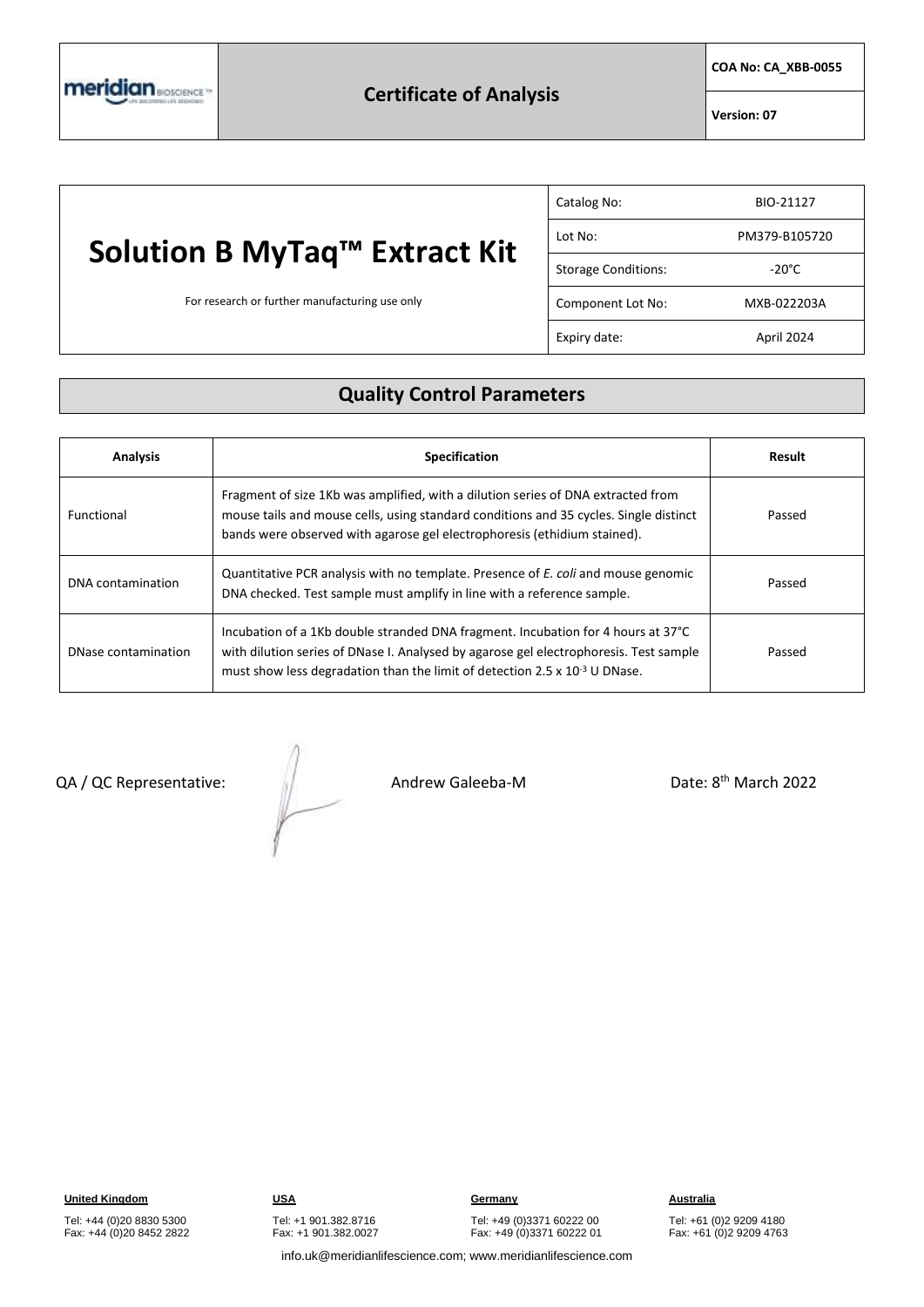**COA No: CA_XBB-0055**

**Version: 07**

# Certificate of Analysis

# Solution B MyTaq™ Extract Kit

For research or further manufacturing use only

| | |
|---|---|
| Catalog No: | BIO-21127 |
| Lot No: | PM379-B105720 |
| Storage Conditions: | -20°C |
| Component Lot No: | MXB-022203A |
| Expiry date: | April 2024 |

## Quality Control Parameters

| Analysis | Specification | Result |
|---|---|---|
| Functional | Fragment of size 1Kb was amplified, with a dilution series of DNA extracted from mouse tails and mouse cells, using standard conditions and 35 cycles. Single distinct bands were observed with agarose gel electrophoresis (ethidium stained). | Passed |
| DNA contamination | Quantitative PCR analysis with no template. Presence of *E. coli* and mouse genomic DNA checked. Test sample must amplify in line with a reference sample. | Passed |
| DNase contamination | Incubation of a 1Kb double stranded DNA fragment. Incubation for 4 hours at 37°C with dilution series of DNase I. Analysed by agarose gel electrophoresis. Test sample must show less degradation than the limit of detection $2.5 \times 10^{-3}$ U DNase. | Passed |

QA / QC Representative: Andrew Galeeba-M Date: 8th March 2022

**United Kingdom**
Tel: +44 (0)20 8830 5300
Fax: +44 (0)20 8452 2822

**USA**
Tel: +1 901.382.8716
Fax: +1 901.382.0027

**Germany**
Tel: +49 (0)3371 60222 00
Fax: +49 (0)3371 60222 01

**Australia**
Tel: +61 (0)2 9209 4180
Fax: +61 (0)2 9209 4763

info.uk@meridianlifescience.com; www.meridianlifescience.com